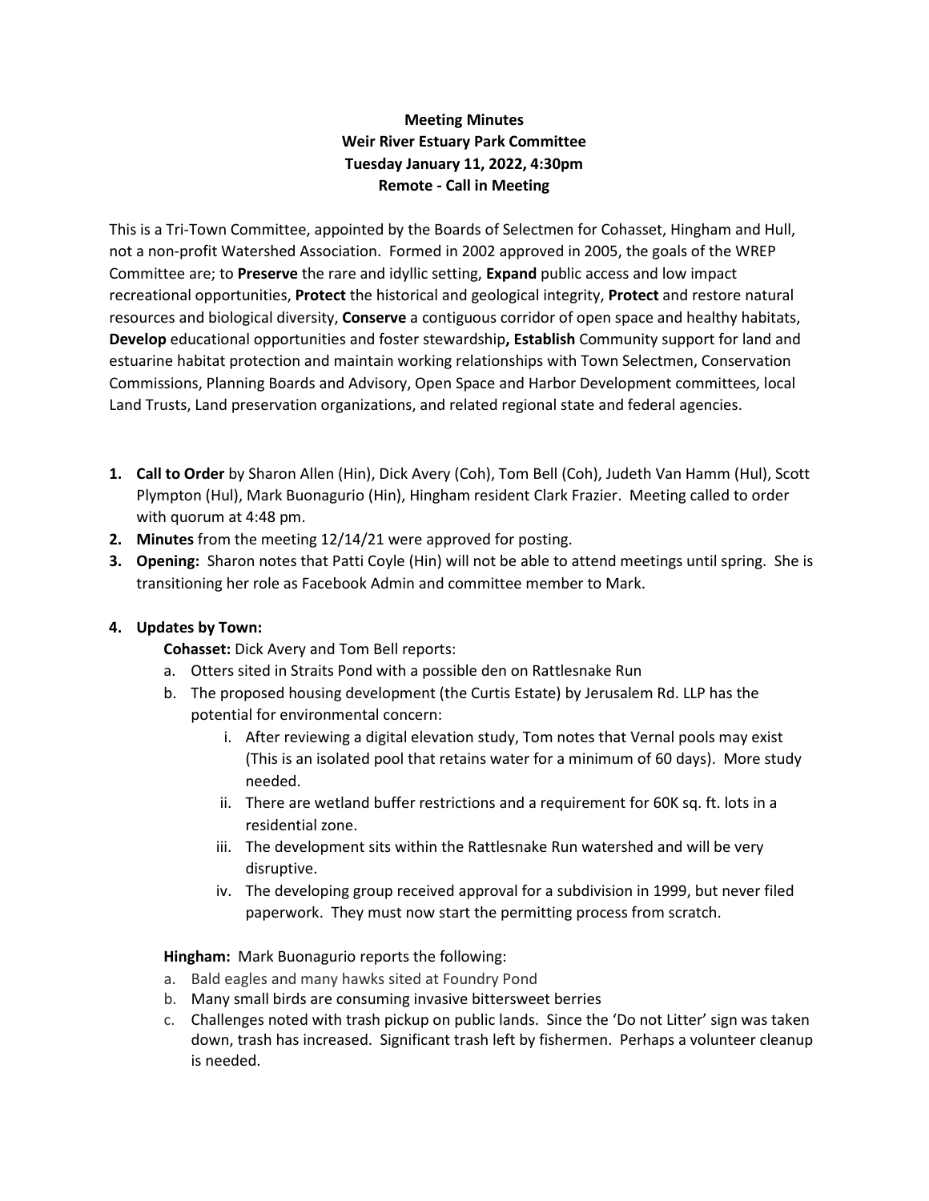**Meeting Minutes**
**Weir River Estuary Park Committee**
**Tuesday January 11, 2022, 4:30pm**
**Remote - Call in Meeting**

This is a Tri-Town Committee, appointed by the Boards of Selectmen for Cohasset, Hingham and Hull, not a non-profit Watershed Association. Formed in 2002 approved in 2005, the goals of the WREP Committee are; to **Preserve** the rare and idyllic setting, **Expand** public access and low impact recreational opportunities, **Protect** the historical and geological integrity, **Protect** and restore natural resources and biological diversity, **Conserve** a contiguous corridor of open space and healthy habitats, **Develop** educational opportunities and foster stewardship**, Establish** Community support for land and estuarine habitat protection and maintain working relationships with Town Selectmen, Conservation Commissions, Planning Boards and Advisory, Open Space and Harbor Development committees, local Land Trusts, Land preservation organizations, and related regional state and federal agencies.

1. **Call to Order** by Sharon Allen (Hin), Dick Avery (Coh), Tom Bell (Coh), Judeth Van Hamm (Hul), Scott Plympton (Hul), Mark Buonagurio (Hin), Hingham resident Clark Frazier. Meeting called to order with quorum at 4:48 pm.
2. **Minutes** from the meeting 12/14/21 were approved for posting.
3. **Opening:** Sharon notes that Patti Coyle (Hin) will not be able to attend meetings until spring. She is transitioning her role as Facebook Admin and committee member to Mark.
4. **Updates by Town:**

   **Cohasset:** Dick Avery and Tom Bell reports:

   a. Otters sited in Straits Pond with a possible den on Rattlesnake Run
   b. The proposed housing development (the Curtis Estate) by Jerusalem Rd. LLP has the potential for environmental concern:
      i. After reviewing a digital elevation study, Tom notes that Vernal pools may exist (This is an isolated pool that retains water for a minimum of 60 days). More study needed.
      ii. There are wetland buffer restrictions and a requirement for 60K sq. ft. lots in a residential zone.
      iii. The development sits within the Rattlesnake Run watershed and will be very disruptive.
      iv. The developing group received approval for a subdivision in 1999, but never filed paperwork. They must now start the permitting process from scratch.

   **Hingham:** Mark Buonagurio reports the following:

   a. Bald eagles and many hawks sited at Foundry Pond
   b. Many small birds are consuming invasive bittersweet berries
   c. Challenges noted with trash pickup on public lands. Since the 'Do not Litter' sign was taken down, trash has increased. Significant trash left by fishermen. Perhaps a volunteer cleanup is needed.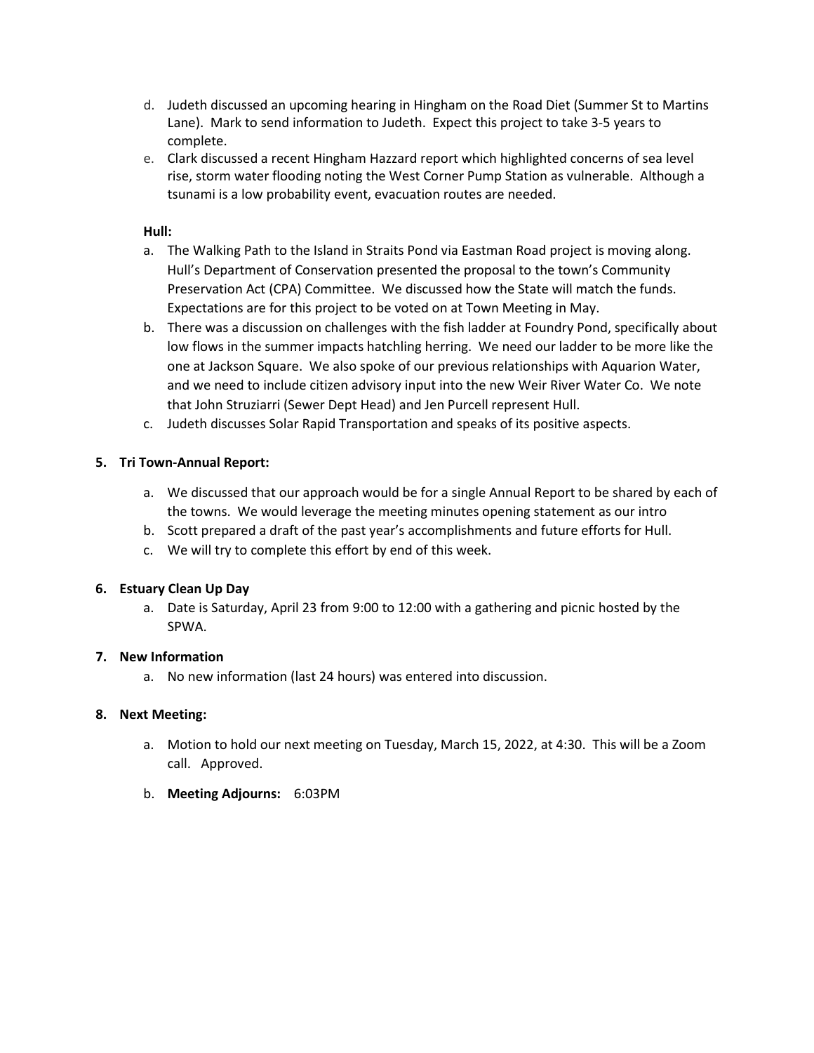d. Judeth discussed an upcoming hearing in Hingham on the Road Diet (Summer St to Martins Lane). Mark to send information to Judeth. Expect this project to take 3-5 years to complete.

e. Clark discussed a recent Hingham Hazzard report which highlighted concerns of sea level rise, storm water flooding noting the West Corner Pump Station as vulnerable. Although a tsunami is a low probability event, evacuation routes are needed.

**Hull:**

a. The Walking Path to the Island in Straits Pond via Eastman Road project is moving along. Hull's Department of Conservation presented the proposal to the town's Community Preservation Act (CPA) Committee. We discussed how the State will match the funds. Expectations are for this project to be voted on at Town Meeting in May.

b. There was a discussion on challenges with the fish ladder at Foundry Pond, specifically about low flows in the summer impacts hatchling herring. We need our ladder to be more like the one at Jackson Square. We also spoke of our previous relationships with Aquarion Water, and we need to include citizen advisory input into the new Weir River Water Co. We note that John Struziarri (Sewer Dept Head) and Jen Purcell represent Hull.

c. Judeth discusses Solar Rapid Transportation and speaks of its positive aspects.

**5. Tri Town-Annual Report:**

a. We discussed that our approach would be for a single Annual Report to be shared by each of the towns. We would leverage the meeting minutes opening statement as our intro

b. Scott prepared a draft of the past year's accomplishments and future efforts for Hull.

c. We will try to complete this effort by end of this week.

**6. Estuary Clean Up Day**

a. Date is Saturday, April 23 from 9:00 to 12:00 with a gathering and picnic hosted by the SPWA.

**7. New Information**

a. No new information (last 24 hours) was entered into discussion.

**8. Next Meeting:**

a. Motion to hold our next meeting on Tuesday, March 15, 2022, at 4:30. This will be a Zoom call. Approved.

b. **Meeting Adjourns:** 6:03PM